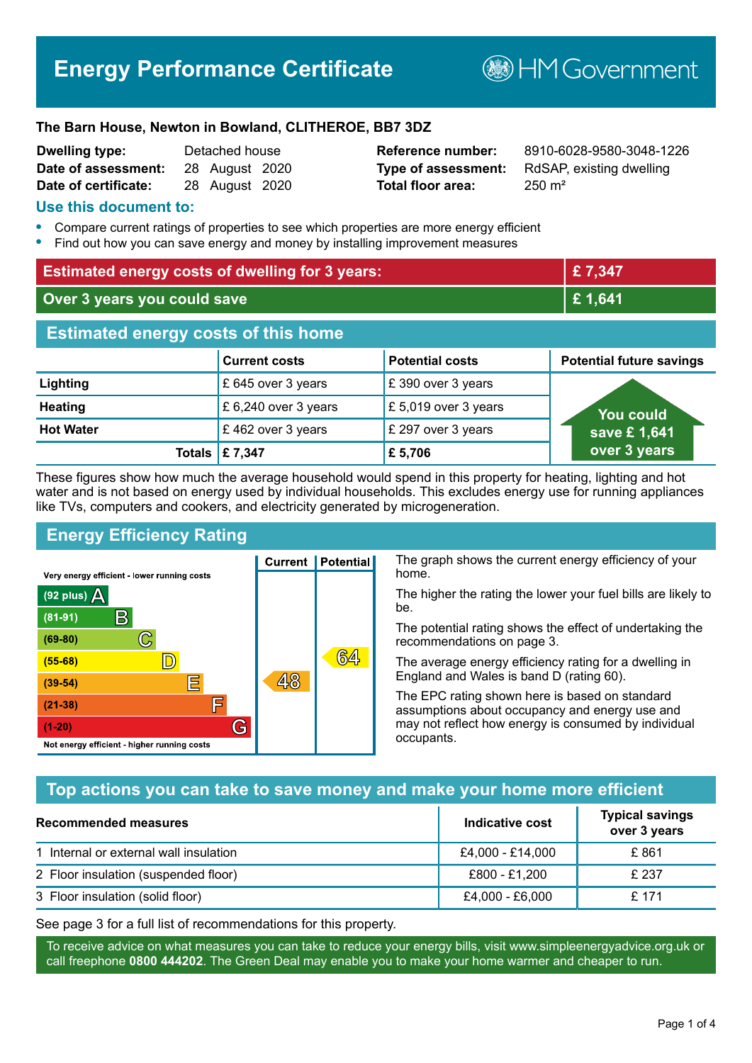# Energy Performance Certificate

HM Government

**The Barn House, Newton in Bowland, CLITHEROE, BB7 3DZ**

| | | | |
|---|---|---|---|
| **Dwelling type:** | Detached house | **Reference number:** | 8910-6028-9580-3048-1226 |
| **Date of assessment:** | 28 August 2020 | **Type of assessment:** | RdSAP, existing dwelling |
| **Date of certificate:** | 28 August 2020 | **Total floor area:** | 250 m² |

## Use this document to:

- Compare current ratings of properties to see which properties are more energy efficient
- Find out how you can save energy and money by installing improvement measures

| | |
|---|---|
| **Estimated energy costs of dwelling for 3 years:** | **£ 7,347** |
| **Over 3 years you could save** | **£ 1,641** |

## Estimated energy costs of this home

| | Current costs | Potential costs | Potential future savings |
|---|---|---|---|
| **Lighting** | £ 645 over 3 years | £ 390 over 3 years | You could save £ 1,641 over 3 years |
| **Heating** | £ 6,240 over 3 years | £ 5,019 over 3 years | |
| **Hot Water** | £ 462 over 3 years | £ 297 over 3 years | |
| **Totals** | **£ 7,347** | **£ 5,706** | |

These figures show how much the average household would spend in this property for heating, lighting and hot water and is not based on energy used by individual households. This excludes energy use for running appliances like TVs, computers and cookers, and electricity generated by microgeneration.

## Energy Efficiency Rating

Very energy efficient - lower running costs

| Rating | Band | Current | Potential |
|---|---|---|---|
| (92 plus) | A | | |
| (81-91) | B | | |
| (69-80) | C | | |
| (55-68) | D | | 64 |
| (39-54) | E | 48 | |
| (21-38) | F | | |
| (1-20) | G | | |

Not energy efficient - higher running costs

The graph shows the current energy efficiency of your home.

The higher the rating the lower your fuel bills are likely to be.

The potential rating shows the effect of undertaking the recommendations on page 3.

The average energy efficiency rating for a dwelling in England and Wales is band D (rating 60).

The EPC rating shown here is based on standard assumptions about occupancy and energy use and may not reflect how energy is consumed by individual occupants.

## Top actions you can take to save money and make your home more efficient

| Recommended measures | Indicative cost | Typical savings over 3 years |
|---|---|---|
| 1 Internal or external wall insulation | £4,000 - £14,000 | £ 861 |
| 2 Floor insulation (suspended floor) | £800 - £1,200 | £ 237 |
| 3 Floor insulation (solid floor) | £4,000 - £6,000 | £ 171 |

See page 3 for a full list of recommendations for this property.

To receive advice on what measures you can take to reduce your energy bills, visit www.simpleenergyadvice.org.uk or call freephone **0800 444202**. The Green Deal may enable you to make your home warmer and cheaper to run.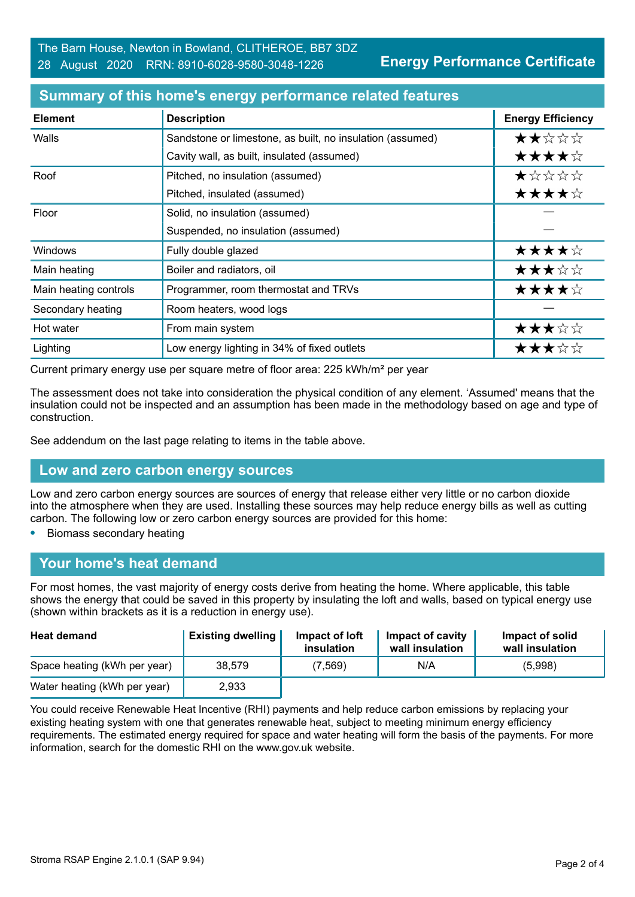The Barn House, Newton in Bowland, CLITHEROE, BB7 3DZ
28 August 2020 RRN: 8910-6028-9580-3048-1226

**Energy Performance Certificate**

## Summary of this home's energy performance related features

| Element | Description | Energy Efficiency |
|---|---|---|
| Walls | Sandstone or limestone, as built, no insulation (assumed) | ★★☆☆☆ |
| | Cavity wall, as built, insulated (assumed) | ★★★★☆ |
| Roof | Pitched, no insulation (assumed) | ★☆☆☆☆ |
| | Pitched, insulated (assumed) | ★★★★☆ |
| Floor | Solid, no insulation (assumed) | — |
| | Suspended, no insulation (assumed) | — |
| Windows | Fully double glazed | ★★★★☆ |
| Main heating | Boiler and radiators, oil | ★★★☆☆ |
| Main heating controls | Programmer, room thermostat and TRVs | ★★★★☆ |
| Secondary heating | Room heaters, wood logs | — |
| Hot water | From main system | ★★★☆☆ |
| Lighting | Low energy lighting in 34% of fixed outlets | ★★★☆☆ |

Current primary energy use per square metre of floor area: 225 kWh/m² per year

The assessment does not take into consideration the physical condition of any element. 'Assumed' means that the insulation could not be inspected and an assumption has been made in the methodology based on age and type of construction.

See addendum on the last page relating to items in the table above.

## Low and zero carbon energy sources

Low and zero carbon energy sources are sources of energy that release either very little or no carbon dioxide into the atmosphere when they are used. Installing these sources may help reduce energy bills as well as cutting carbon. The following low or zero carbon energy sources are provided for this home:

- Biomass secondary heating

## Your home's heat demand

For most homes, the vast majority of energy costs derive from heating the home. Where applicable, this table shows the energy that could be saved in this property by insulating the loft and walls, based on typical energy use (shown within brackets as it is a reduction in energy use).

| Heat demand | Existing dwelling | Impact of loft insulation | Impact of cavity wall insulation | Impact of solid wall insulation |
|---|---|---|---|---|
| Space heating (kWh per year) | 38,579 | (7,569) | N/A | (5,998) |
| Water heating (kWh per year) | 2,933 | | | |

You could receive Renewable Heat Incentive (RHI) payments and help reduce carbon emissions by replacing your existing heating system with one that generates renewable heat, subject to meeting minimum energy efficiency requirements. The estimated energy required for space and water heating will form the basis of the payments. For more information, search for the domestic RHI on the www.gov.uk website.

Stroma RSAP Engine 2.1.0.1 (SAP 9.94)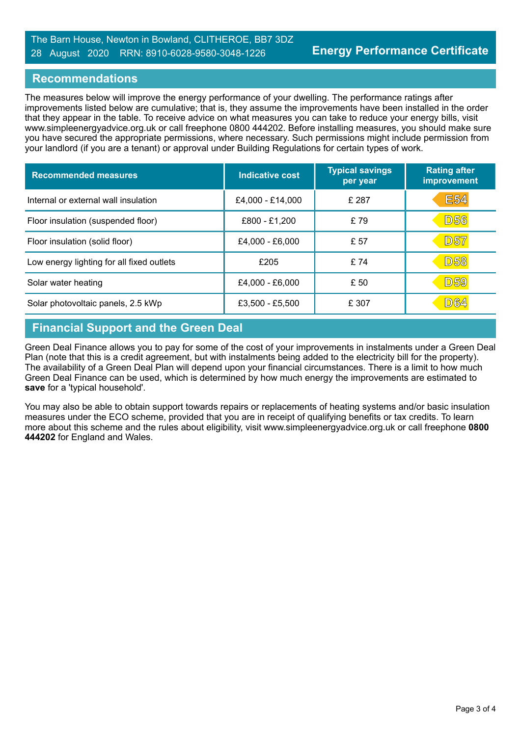## Recommendations

The measures below will improve the energy performance of your dwelling. The performance ratings after improvements listed below are cumulative; that is, they assume the improvements have been installed in the order that they appear in the table. To receive advice on what measures you can take to reduce your energy bills, visit www.simpleenergyadvice.org.uk or call freephone 0800 444202. Before installing measures, you should make sure you have secured the appropriate permissions, where necessary. Such permissions might include permission from your landlord (if you are a tenant) or approval under Building Regulations for certain types of work.

| Recommended measures | Indicative cost | Typical savings per year | Rating after improvement |
|---|---|---|---|
| Internal or external wall insulation | £4,000 - £14,000 | £ 287 | E54 |
| Floor insulation (suspended floor) | £800 - £1,200 | £ 79 | D56 |
| Floor insulation (solid floor) | £4,000 - £6,000 | £ 57 | D57 |
| Low energy lighting for all fixed outlets | £205 | £ 74 | D58 |
| Solar water heating | £4,000 - £6,000 | £ 50 | D59 |
| Solar photovoltaic panels, 2.5 kWp | £3,500 - £5,500 | £ 307 | D64 |

## Financial Support and the Green Deal

Green Deal Finance allows you to pay for some of the cost of your improvements in instalments under a Green Deal Plan (note that this is a credit agreement, but with instalments being added to the electricity bill for the property). The availability of a Green Deal Plan will depend upon your financial circumstances. There is a limit to how much Green Deal Finance can be used, which is determined by how much energy the improvements are estimated to **save** for a 'typical household'.

You may also be able to obtain support towards repairs or replacements of heating systems and/or basic insulation measures under the ECO scheme, provided that you are in receipt of qualifying benefits or tax credits. To learn more about this scheme and the rules about eligibility, visit www.simpleenergyadvice.org.uk or call freephone **0800 444202** for England and Wales.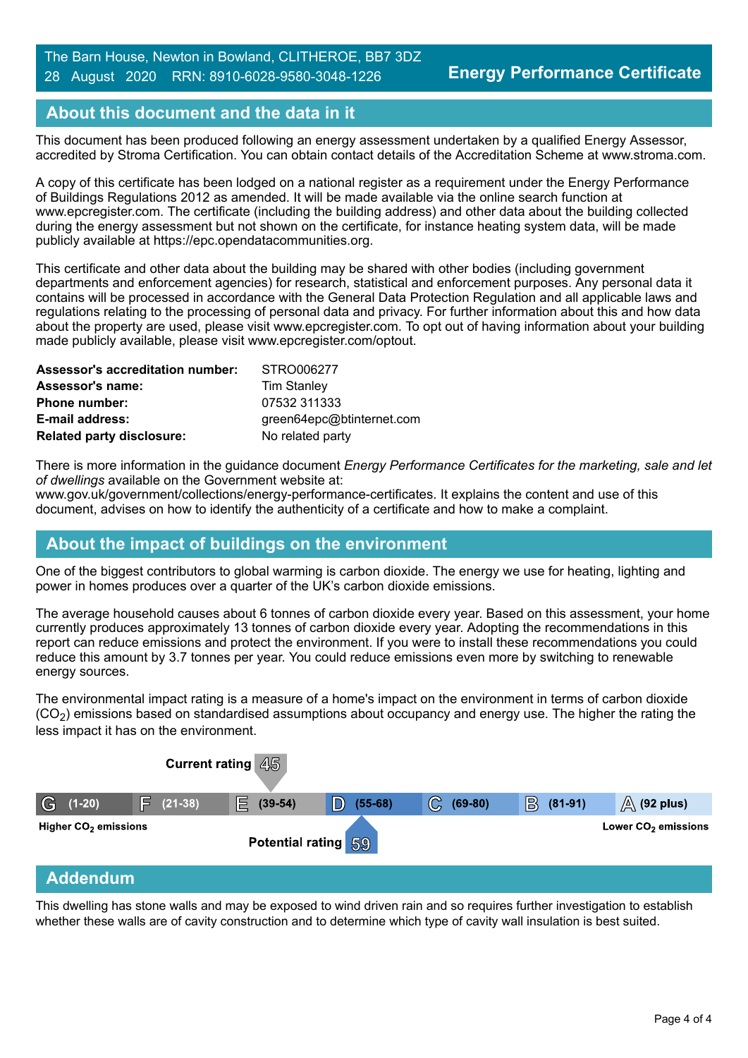The Barn House, Newton in Bowland, CLITHEROE, BB7 3DZ
28 August 2020 RRN: 8910-6028-9580-3048-1226

**Energy Performance Certificate**

## About this document and the data in it

This document has been produced following an energy assessment undertaken by a qualified Energy Assessor, accredited by Stroma Certification. You can obtain contact details of the Accreditation Scheme at www.stroma.com.

A copy of this certificate has been lodged on a national register as a requirement under the Energy Performance of Buildings Regulations 2012 as amended. It will be made available via the online search function at www.epcregister.com. The certificate (including the building address) and other data about the building collected during the energy assessment but not shown on the certificate, for instance heating system data, will be made publicly available at https://epc.opendatacommunities.org.

This certificate and other data about the building may be shared with other bodies (including government departments and enforcement agencies) for research, statistical and enforcement purposes. Any personal data it contains will be processed in accordance with the General Data Protection Regulation and all applicable laws and regulations relating to the processing of personal data and privacy. For further information about this and how data about the property are used, please visit www.epcregister.com. To opt out of having information about your building made publicly available, please visit www.epcregister.com/optout.

| | |
|---|---|
| **Assessor's accreditation number:** | STRO006277 |
| **Assessor's name:** | Tim Stanley |
| **Phone number:** | 07532 311333 |
| **E-mail address:** | green64epc@btinternet.com |
| **Related party disclosure:** | No related party |

There is more information in the guidance document *Energy Performance Certificates for the marketing, sale and let of dwellings* available on the Government website at: www.gov.uk/government/collections/energy-performance-certificates. It explains the content and use of this document, advises on how to identify the authenticity of a certificate and how to make a complaint.

## About the impact of buildings on the environment

One of the biggest contributors to global warming is carbon dioxide. The energy we use for heating, lighting and power in homes produces over a quarter of the UK's carbon dioxide emissions.

The average household causes about 6 tonnes of carbon dioxide every year. Based on this assessment, your home currently produces approximately 13 tonnes of carbon dioxide every year. Adopting the recommendations in this report can reduce emissions and protect the environment. If you were to install these recommendations you could reduce this amount by 3.7 tonnes per year. You could reduce emissions even more by switching to renewable energy sources.

The environmental impact rating is a measure of a home's impact on the environment in terms of carbon dioxide ($CO_2$) emissions based on standardised assumptions about occupancy and energy use. The higher the rating the less impact it has on the environment.

Current rating 45

G (1-20) F (21-38) E (39-54) D (55-68) C (69-80) B (81-91) A (92 plus)

Higher $CO_2$ emissions

Lower $CO_2$ emissions

Potential rating 59

## Addendum

This dwelling has stone walls and may be exposed to wind driven rain and so requires further investigation to establish whether these walls are of cavity construction and to determine which type of cavity wall insulation is best suited.